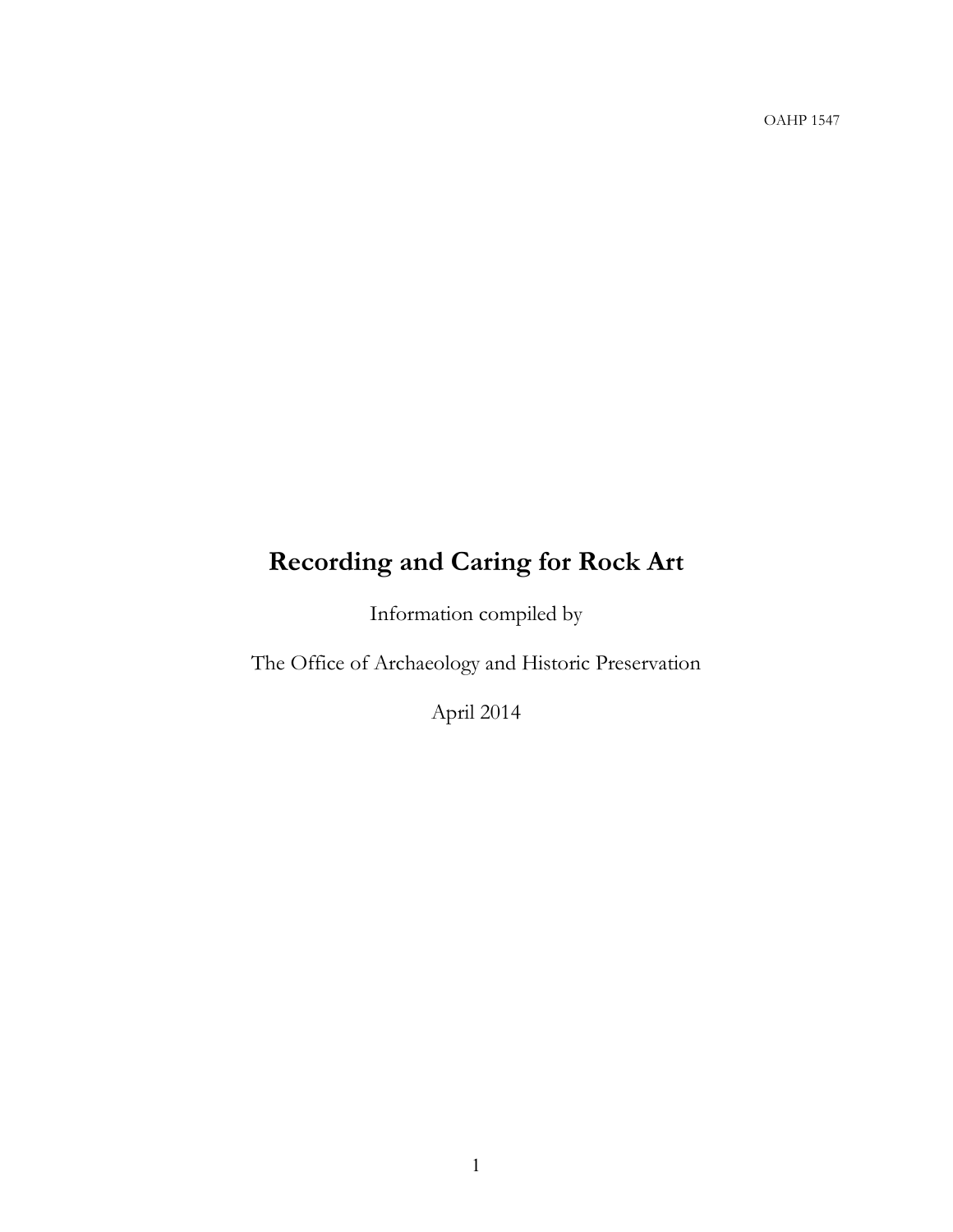OAHP 1547

# Recording and Caring for Rock Art

Information compiled by

The Office of Archaeology and Historic Preservation

April 2014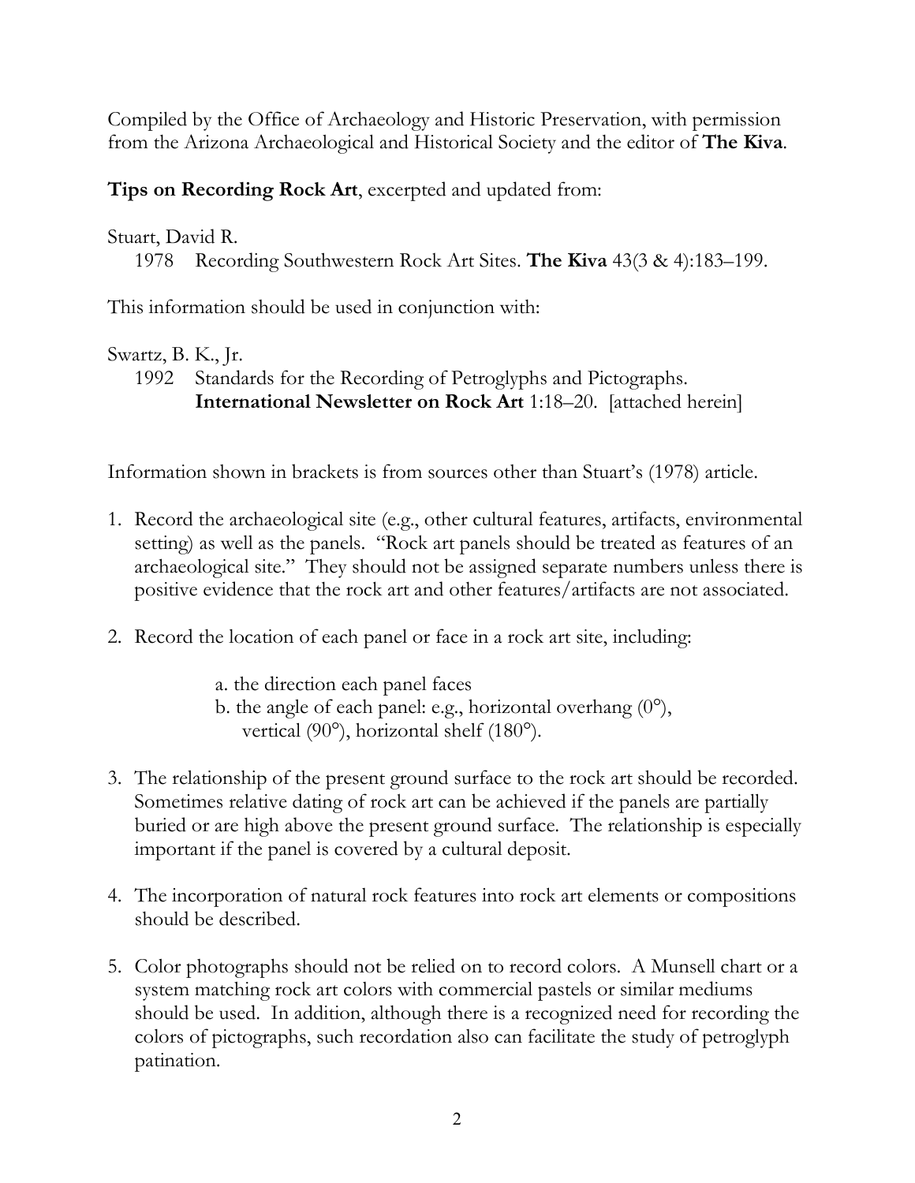Compiled by the Office of Archaeology and Historic Preservation, with permission from the Arizona Archaeological and Historical Society and the editor of **The Kiva**.

**Tips on Recording Rock Art**, excerpted and updated from:

Stuart, David R.
 1978 Recording Southwestern Rock Art Sites. **The Kiva** 43(3 & 4):183–199.

This information should be used in conjunction with:

Swartz, B. K., Jr.
 1992 Standards for the Recording of Petroglyphs and Pictographs. **International Newsletter on Rock Art** 1:18–20. [attached herein]

Information shown in brackets is from sources other than Stuart's (1978) article.

1. Record the archaeological site (e.g., other cultural features, artifacts, environmental setting) as well as the panels. "Rock art panels should be treated as features of an archaeological site." They should not be assigned separate numbers unless there is positive evidence that the rock art and other features/artifacts are not associated.

2. Record the location of each panel or face in a rock art site, including:

   a. the direction each panel faces
   b. the angle of each panel: e.g., horizontal overhang (0°), vertical (90°), horizontal shelf (180°).

3. The relationship of the present ground surface to the rock art should be recorded. Sometimes relative dating of rock art can be achieved if the panels are partially buried or are high above the present ground surface. The relationship is especially important if the panel is covered by a cultural deposit.

4. The incorporation of natural rock features into rock art elements or compositions should be described.

5. Color photographs should not be relied on to record colors. A Munsell chart or a system matching rock art colors with commercial pastels or similar mediums should be used. In addition, although there is a recognized need for recording the colors of pictographs, such recordation also can facilitate the study of petroglyph patination.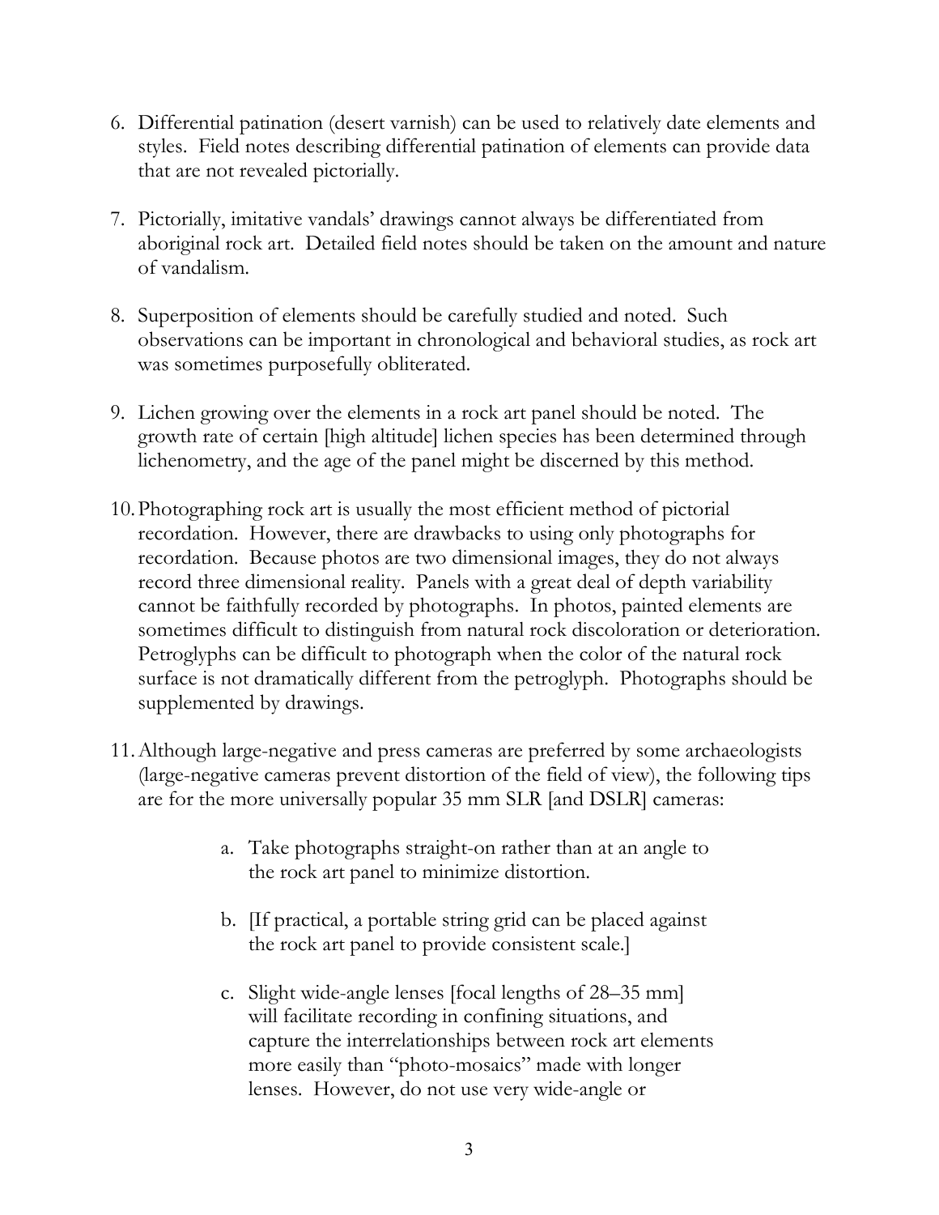6. Differential patination (desert varnish) can be used to relatively date elements and styles. Field notes describing differential patination of elements can provide data that are not revealed pictorially.

7. Pictorially, imitative vandals' drawings cannot always be differentiated from aboriginal rock art. Detailed field notes should be taken on the amount and nature of vandalism.

8. Superposition of elements should be carefully studied and noted. Such observations can be important in chronological and behavioral studies, as rock art was sometimes purposefully obliterated.

9. Lichen growing over the elements in a rock art panel should be noted. The growth rate of certain [high altitude] lichen species has been determined through lichenometry, and the age of the panel might be discerned by this method.

10. Photographing rock art is usually the most efficient method of pictorial recordation. However, there are drawbacks to using only photographs for recordation. Because photos are two dimensional images, they do not always record three dimensional reality. Panels with a great deal of depth variability cannot be faithfully recorded by photographs. In photos, painted elements are sometimes difficult to distinguish from natural rock discoloration or deterioration. Petroglyphs can be difficult to photograph when the color of the natural rock surface is not dramatically different from the petroglyph. Photographs should be supplemented by drawings.

11. Although large-negative and press cameras are preferred by some archaeologists (large-negative cameras prevent distortion of the field of view), the following tips are for the more universally popular 35 mm SLR [and DSLR] cameras:

    a. Take photographs straight-on rather than at an angle to the rock art panel to minimize distortion.

    b. [If practical, a portable string grid can be placed against the rock art panel to provide consistent scale.]

    c. Slight wide-angle lenses [focal lengths of 28–35 mm] will facilitate recording in confining situations, and capture the interrelationships between rock art elements more easily than "photo-mosaics" made with longer lenses. However, do not use very wide-angle or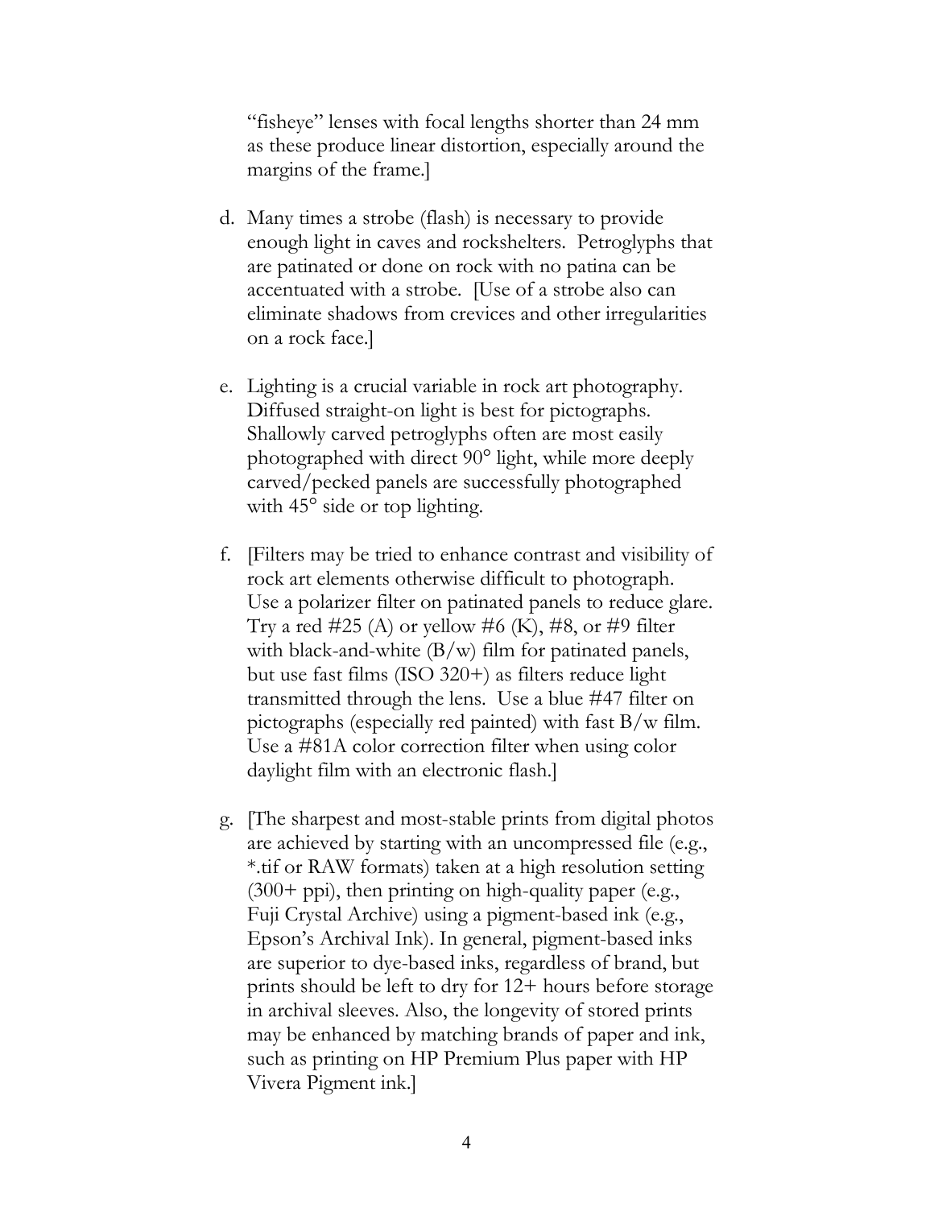"fisheye" lenses with focal lengths shorter than 24 mm as these produce linear distortion, especially around the margins of the frame.]

d. Many times a strobe (flash) is necessary to provide enough light in caves and rockshelters. Petroglyphs that are patinated or done on rock with no patina can be accentuated with a strobe. [Use of a strobe also can eliminate shadows from crevices and other irregularities on a rock face.]

e. Lighting is a crucial variable in rock art photography. Diffused straight-on light is best for pictographs. Shallowly carved petroglyphs often are most easily photographed with direct 90° light, while more deeply carved/pecked panels are successfully photographed with 45° side or top lighting.

f. [Filters may be tried to enhance contrast and visibility of rock art elements otherwise difficult to photograph. Use a polarizer filter on patinated panels to reduce glare. Try a red #25 (A) or yellow #6 (K), #8, or #9 filter with black-and-white (B/w) film for patinated panels, but use fast films (ISO 320+) as filters reduce light transmitted through the lens. Use a blue #47 filter on pictographs (especially red painted) with fast B/w film. Use a #81A color correction filter when using color daylight film with an electronic flash.]

g. [The sharpest and most-stable prints from digital photos are achieved by starting with an uncompressed file (e.g., *.tif or RAW formats) taken at a high resolution setting (300+ ppi), then printing on high-quality paper (e.g., Fuji Crystal Archive) using a pigment-based ink (e.g., Epson's Archival Ink). In general, pigment-based inks are superior to dye-based inks, regardless of brand, but prints should be left to dry for 12+ hours before storage in archival sleeves. Also, the longevity of stored prints may be enhanced by matching brands of paper and ink, such as printing on HP Premium Plus paper with HP Vivera Pigment ink.]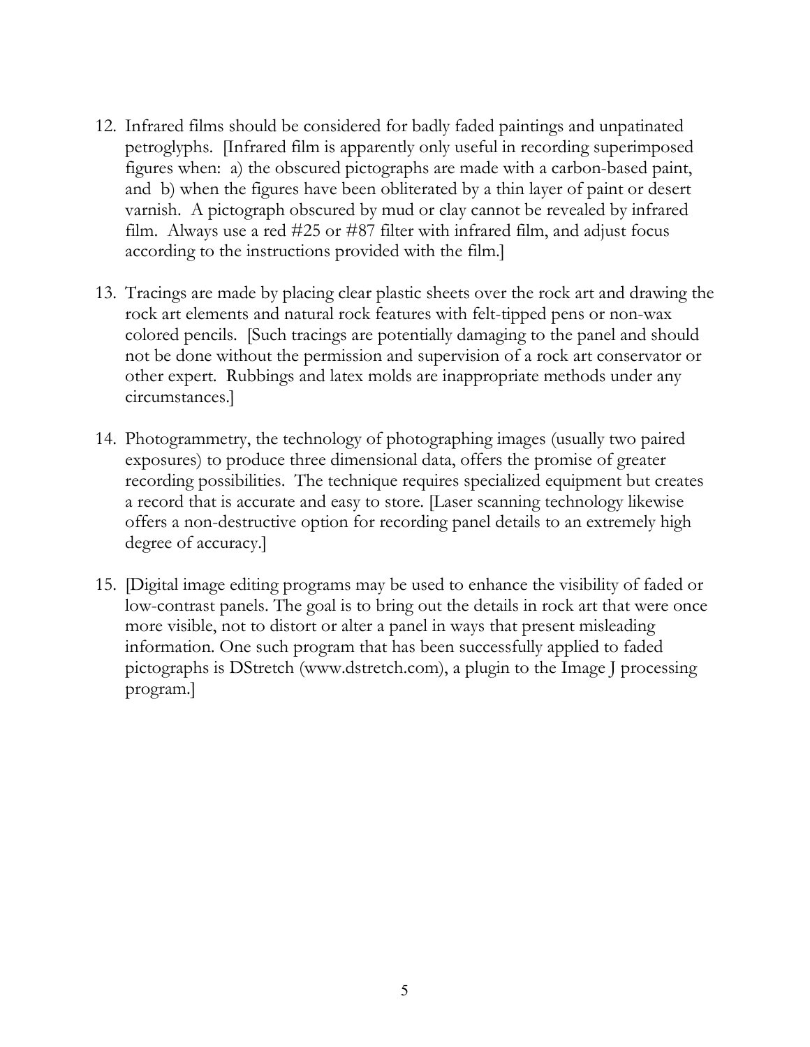12. Infrared films should be considered for badly faded paintings and unpatinated petroglyphs. [Infrared film is apparently only useful in recording superimposed figures when: a) the obscured pictographs are made with a carbon-based paint, and b) when the figures have been obliterated by a thin layer of paint or desert varnish. A pictograph obscured by mud or clay cannot be revealed by infrared film. Always use a red #25 or #87 filter with infrared film, and adjust focus according to the instructions provided with the film.]

13. Tracings are made by placing clear plastic sheets over the rock art and drawing the rock art elements and natural rock features with felt-tipped pens or non-wax colored pencils. [Such tracings are potentially damaging to the panel and should not be done without the permission and supervision of a rock art conservator or other expert. Rubbings and latex molds are inappropriate methods under any circumstances.]

14. Photogrammetry, the technology of photographing images (usually two paired exposures) to produce three dimensional data, offers the promise of greater recording possibilities. The technique requires specialized equipment but creates a record that is accurate and easy to store. [Laser scanning technology likewise offers a non-destructive option for recording panel details to an extremely high degree of accuracy.]

15. [Digital image editing programs may be used to enhance the visibility of faded or low-contrast panels. The goal is to bring out the details in rock art that were once more visible, not to distort or alter a panel in ways that present misleading information. One such program that has been successfully applied to faded pictographs is DStretch (www.dstretch.com), a plugin to the Image J processing program.]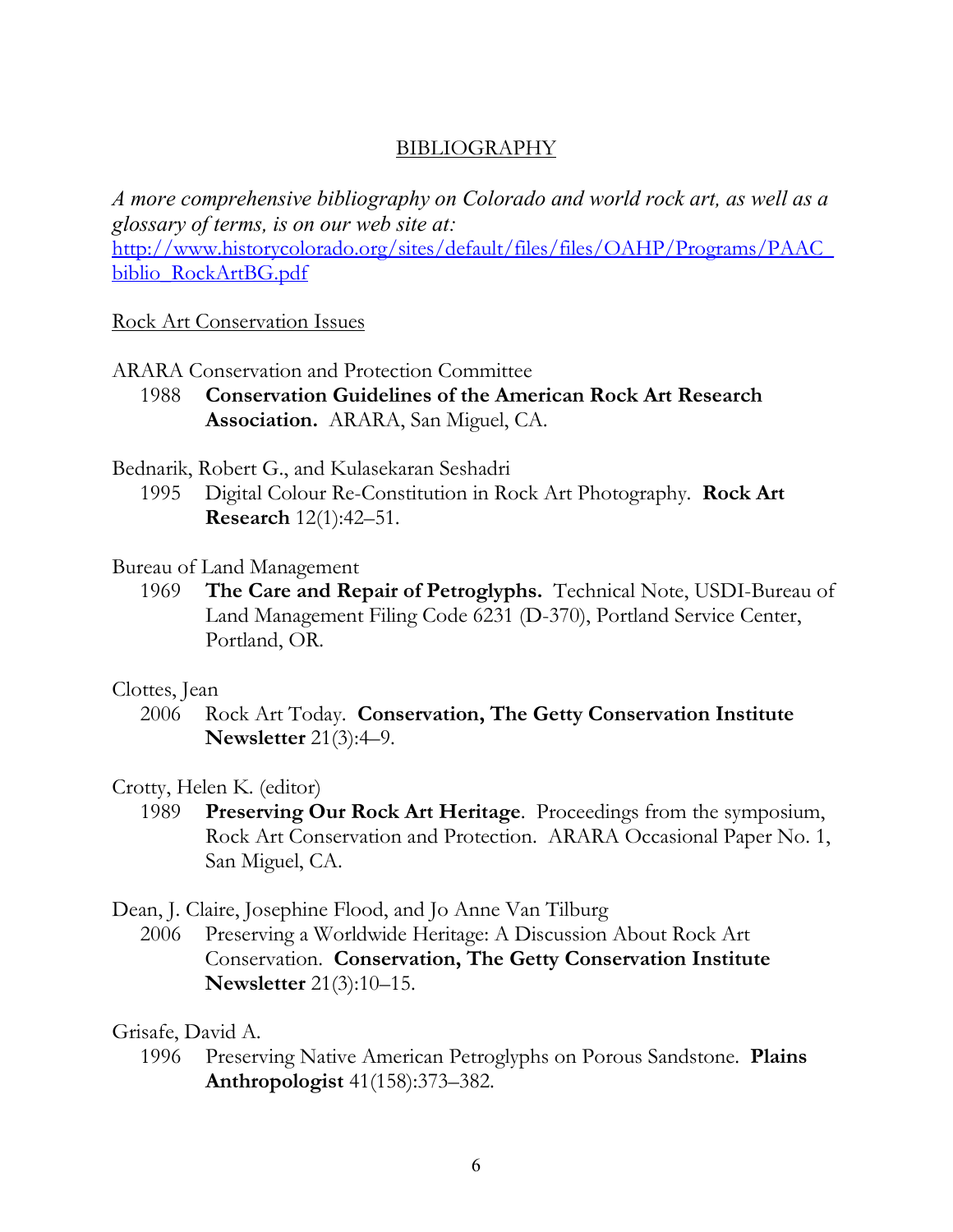## BIBLIOGRAPHY

*A more comprehensive bibliography on Colorado and world rock art, as well as a glossary of terms, is on our web site at:*
[http://www.historycolorado.org/sites/default/files/files/OAHP/Programs/PAAC_biblio_RockArtBG.pdf](http://www.historycolorado.org/sites/default/files/files/OAHP/Programs/PAAC_biblio_RockArtBG.pdf)

### Rock Art Conservation Issues

ARARA Conservation and Protection Committee
1988 **Conservation Guidelines of the American Rock Art Research Association.** ARARA, San Miguel, CA.

Bednarik, Robert G., and Kulasekaran Seshadri
1995 Digital Colour Re-Constitution in Rock Art Photography. **Rock Art Research** 12(1):42–51.

Bureau of Land Management
1969 **The Care and Repair of Petroglyphs.** Technical Note, USDI-Bureau of Land Management Filing Code 6231 (D-370), Portland Service Center, Portland, OR.

Clottes, Jean
2006 Rock Art Today. **Conservation, The Getty Conservation Institute Newsletter** 21(3):4–9.

Crotty, Helen K. (editor)
1989 **Preserving Our Rock Art Heritage**. Proceedings from the symposium, Rock Art Conservation and Protection. ARARA Occasional Paper No. 1, San Miguel, CA.

Dean, J. Claire, Josephine Flood, and Jo Anne Van Tilburg
2006 Preserving a Worldwide Heritage: A Discussion About Rock Art Conservation. **Conservation, The Getty Conservation Institute Newsletter** 21(3):10–15.

Grisafe, David A.
1996 Preserving Native American Petroglyphs on Porous Sandstone. **Plains Anthropologist** 41(158):373–382.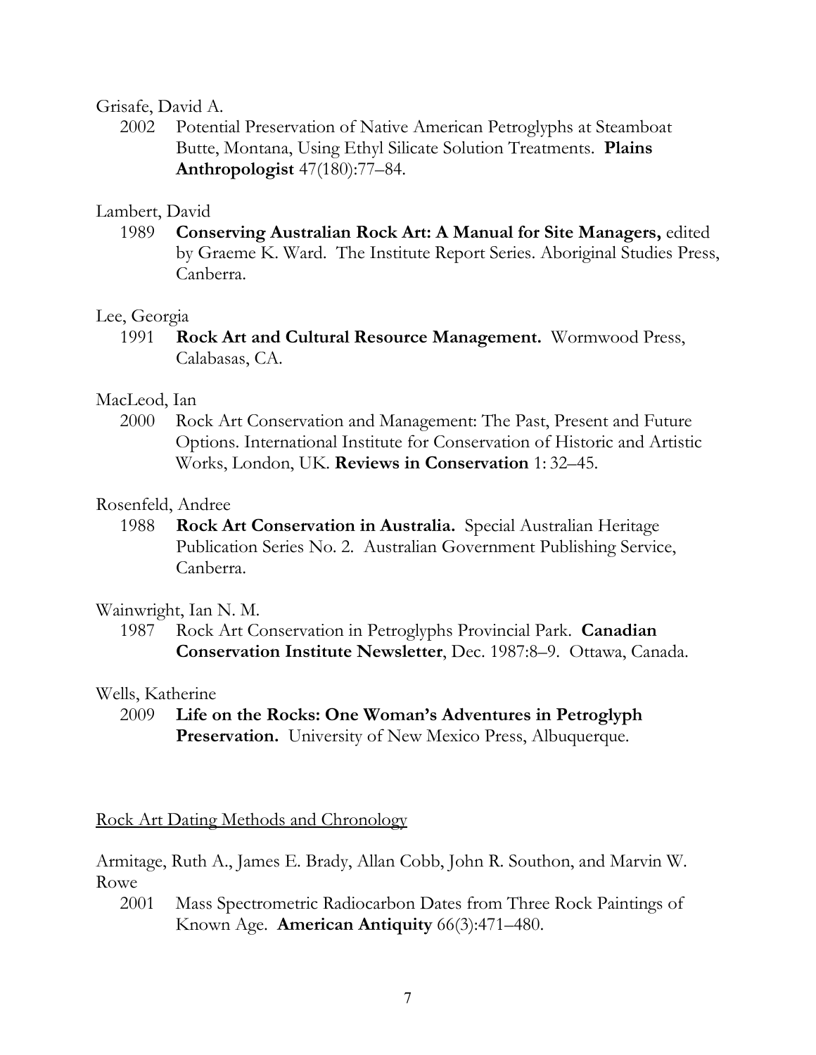Grisafe, David A.

2002 Potential Preservation of Native American Petroglyphs at Steamboat Butte, Montana, Using Ethyl Silicate Solution Treatments. **Plains Anthropologist** 47(180):77–84.

Lambert, David

1989 **Conserving Australian Rock Art: A Manual for Site Managers,** edited by Graeme K. Ward. The Institute Report Series. Aboriginal Studies Press, Canberra.

Lee, Georgia

1991 **Rock Art and Cultural Resource Management.** Wormwood Press, Calabasas, CA.

MacLeod, Ian

2000 Rock Art Conservation and Management: The Past, Present and Future Options. International Institute for Conservation of Historic and Artistic Works, London, UK. **Reviews in Conservation** 1: 32–45.

Rosenfeld, Andree

1988 **Rock Art Conservation in Australia.** Special Australian Heritage Publication Series No. 2. Australian Government Publishing Service, Canberra.

Wainwright, Ian N. M.

1987 Rock Art Conservation in Petroglyphs Provincial Park. **Canadian Conservation Institute Newsletter**, Dec. 1987:8–9. Ottawa, Canada.

Wells, Katherine

2009 **Life on the Rocks: One Woman's Adventures in Petroglyph Preservation.** University of New Mexico Press, Albuquerque.

## Rock Art Dating Methods and Chronology

Armitage, Ruth A., James E. Brady, Allan Cobb, John R. Southon, and Marvin W. Rowe

2001 Mass Spectrometric Radiocarbon Dates from Three Rock Paintings of Known Age. **American Antiquity** 66(3):471–480.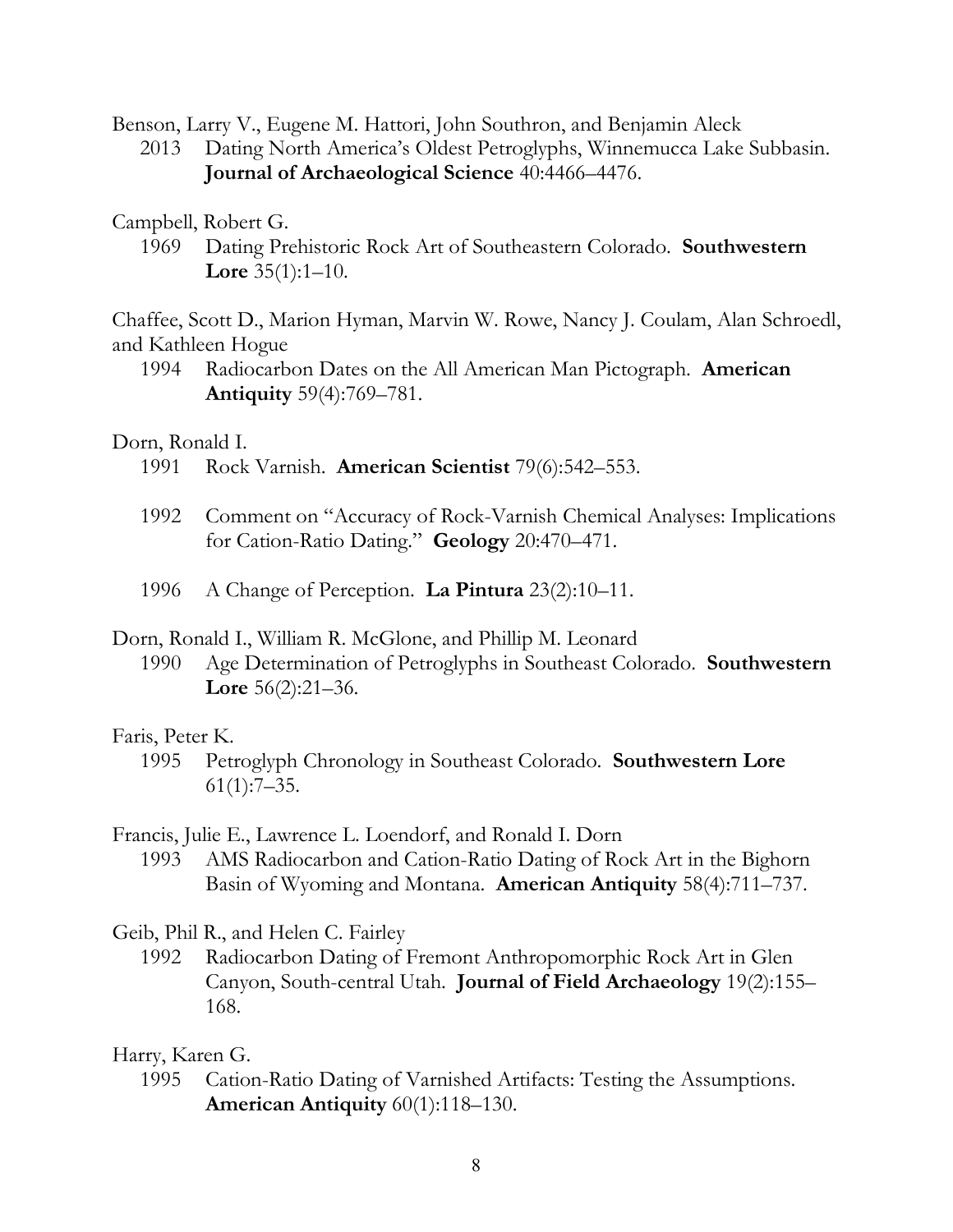Benson, Larry V., Eugene M. Hattori, John Southron, and Benjamin Aleck

2013 Dating North America's Oldest Petroglyphs, Winnemucca Lake Subbasin. **Journal of Archaeological Science** 40:4466–4476.

Campbell, Robert G.

1969 Dating Prehistoric Rock Art of Southeastern Colorado. **Southwestern Lore** 35(1):1–10.

Chaffee, Scott D., Marion Hyman, Marvin W. Rowe, Nancy J. Coulam, Alan Schroedl, and Kathleen Hogue

1994 Radiocarbon Dates on the All American Man Pictograph. **American Antiquity** 59(4):769–781.

Dorn, Ronald I.

1991 Rock Varnish. **American Scientist** 79(6):542–553.

1992 Comment on "Accuracy of Rock-Varnish Chemical Analyses: Implications for Cation-Ratio Dating." **Geology** 20:470–471.

1996 A Change of Perception. **La Pintura** 23(2):10–11.

Dorn, Ronald I., William R. McGlone, and Phillip M. Leonard

1990 Age Determination of Petroglyphs in Southeast Colorado. **Southwestern Lore** 56(2):21–36.

Faris, Peter K.

1995 Petroglyph Chronology in Southeast Colorado. **Southwestern Lore** 61(1):7–35.

Francis, Julie E., Lawrence L. Loendorf, and Ronald I. Dorn

1993 AMS Radiocarbon and Cation-Ratio Dating of Rock Art in the Bighorn Basin of Wyoming and Montana. **American Antiquity** 58(4):711–737.

Geib, Phil R., and Helen C. Fairley

1992 Radiocarbon Dating of Fremont Anthropomorphic Rock Art in Glen Canyon, South-central Utah. **Journal of Field Archaeology** 19(2):155–168.

Harry, Karen G.

1995 Cation-Ratio Dating of Varnished Artifacts: Testing the Assumptions. **American Antiquity** 60(1):118–130.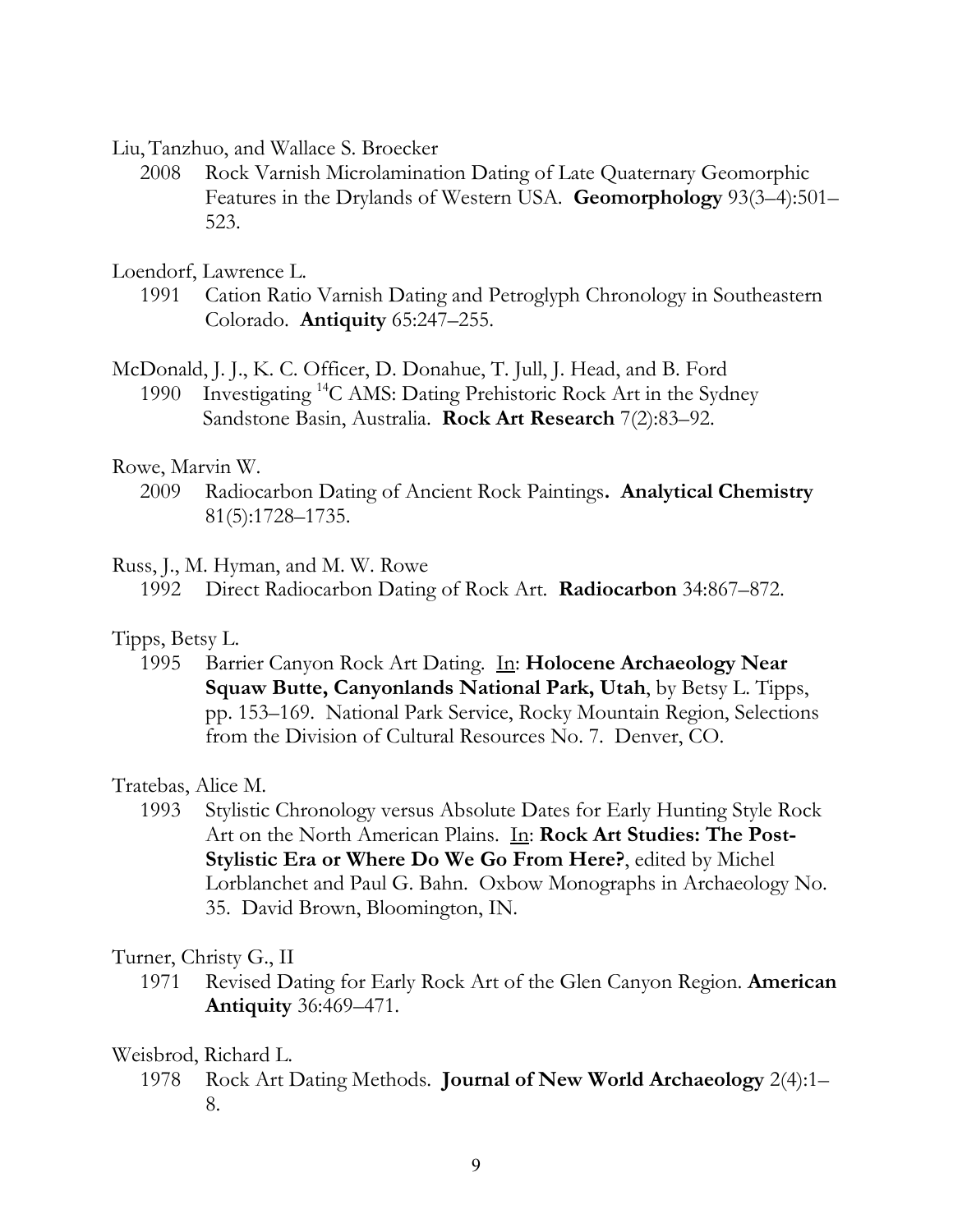Liu, Tanzhuo, and Wallace S. Broecker

2008 Rock Varnish Microlamination Dating of Late Quaternary Geomorphic Features in the Drylands of Western USA. **Geomorphology** 93(3–4):501–523.

Loendorf, Lawrence L.

1991 Cation Ratio Varnish Dating and Petroglyph Chronology in Southeastern Colorado. **Antiquity** 65:247–255.

McDonald, J. J., K. C. Officer, D. Donahue, T. Jull, J. Head, and B. Ford

1990 Investigating $^{14}C$ AMS: Dating Prehistoric Rock Art in the Sydney Sandstone Basin, Australia. **Rock Art Research** 7(2):83–92.

Rowe, Marvin W.

2009 Radiocarbon Dating of Ancient Rock Paintings**.** **Analytical Chemistry** 81(5):1728–1735.

Russ, J., M. Hyman, and M. W. Rowe

1992 Direct Radiocarbon Dating of Rock Art. **Radiocarbon** 34:867–872.

Tipps, Betsy L.

1995 Barrier Canyon Rock Art Dating. In: **Holocene Archaeology Near Squaw Butte, Canyonlands National Park, Utah**, by Betsy L. Tipps, pp. 153–169. National Park Service, Rocky Mountain Region, Selections from the Division of Cultural Resources No. 7. Denver, CO.

Tratebas, Alice M.

1993 Stylistic Chronology versus Absolute Dates for Early Hunting Style Rock Art on the North American Plains. In: **Rock Art Studies: The Post-Stylistic Era or Where Do We Go From Here?**, edited by Michel Lorblanchet and Paul G. Bahn. Oxbow Monographs in Archaeology No. 35. David Brown, Bloomington, IN.

Turner, Christy G., II

1971 Revised Dating for Early Rock Art of the Glen Canyon Region. **American Antiquity** 36:469–471.

Weisbrod, Richard L.

1978 Rock Art Dating Methods. **Journal of New World Archaeology** 2(4):1–8.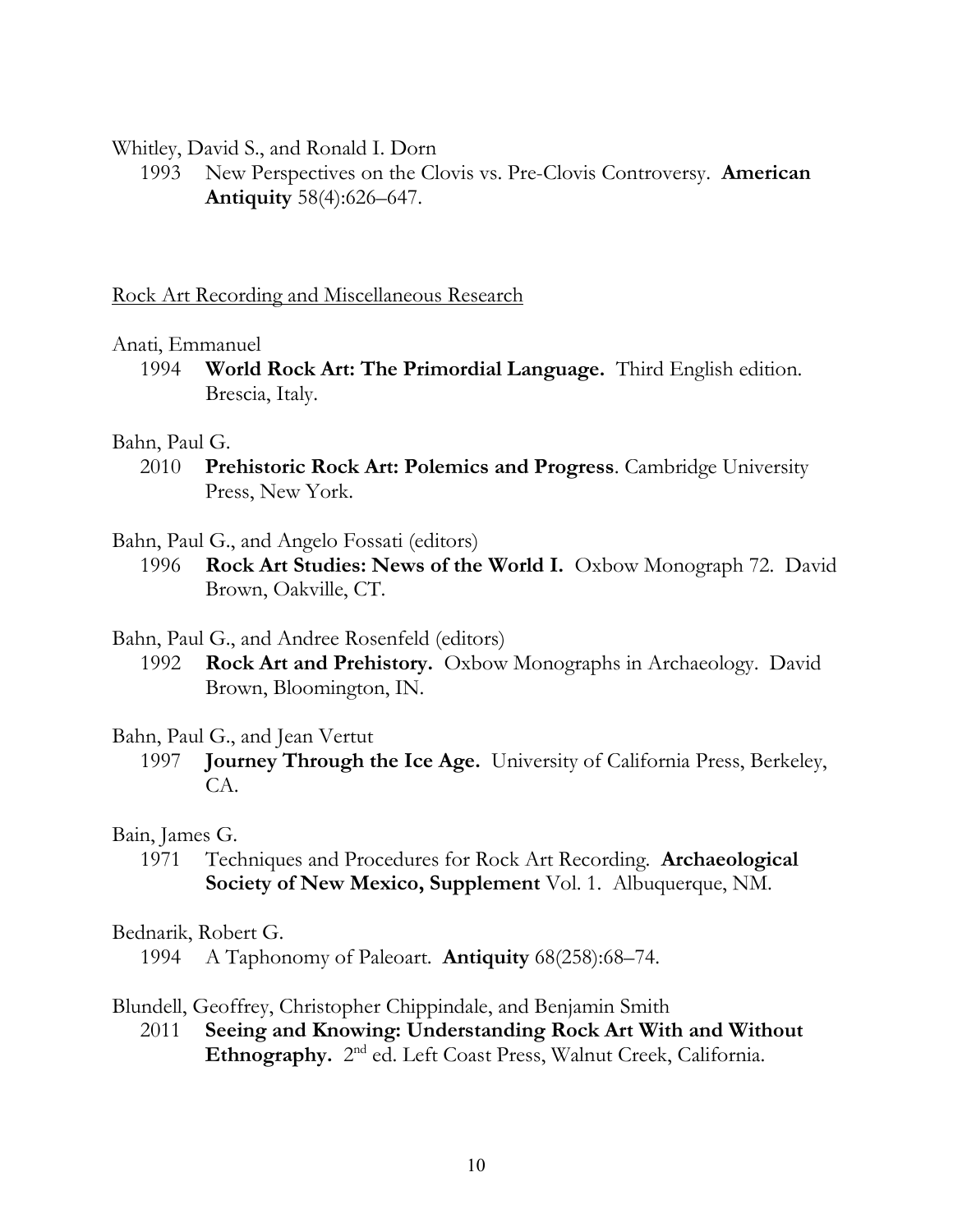Whitley, David S., and Ronald I. Dorn

1993 New Perspectives on the Clovis vs. Pre-Clovis Controversy. **American Antiquity** 58(4):626–647.

## Rock Art Recording and Miscellaneous Research

Anati, Emmanuel

1994 **World Rock Art: The Primordial Language.** Third English edition. Brescia, Italy.

Bahn, Paul G.

2010 **Prehistoric Rock Art: Polemics and Progress**. Cambridge University Press, New York.

Bahn, Paul G., and Angelo Fossati (editors)

1996 **Rock Art Studies: News of the World I.** Oxbow Monograph 72. David Brown, Oakville, CT.

Bahn, Paul G., and Andree Rosenfeld (editors)

1992 **Rock Art and Prehistory.** Oxbow Monographs in Archaeology. David Brown, Bloomington, IN.

Bahn, Paul G., and Jean Vertut

1997 **Journey Through the Ice Age.** University of California Press, Berkeley, CA.

Bain, James G.

1971 Techniques and Procedures for Rock Art Recording. **Archaeological Society of New Mexico, Supplement** Vol. 1. Albuquerque, NM.

Bednarik, Robert G.

1994 A Taphonomy of Paleoart. **Antiquity** 68(258):68–74.

Blundell, Geoffrey, Christopher Chippindale, and Benjamin Smith

2011 **Seeing and Knowing: Understanding Rock Art With and Without Ethnography.** 2nd ed. Left Coast Press, Walnut Creek, California.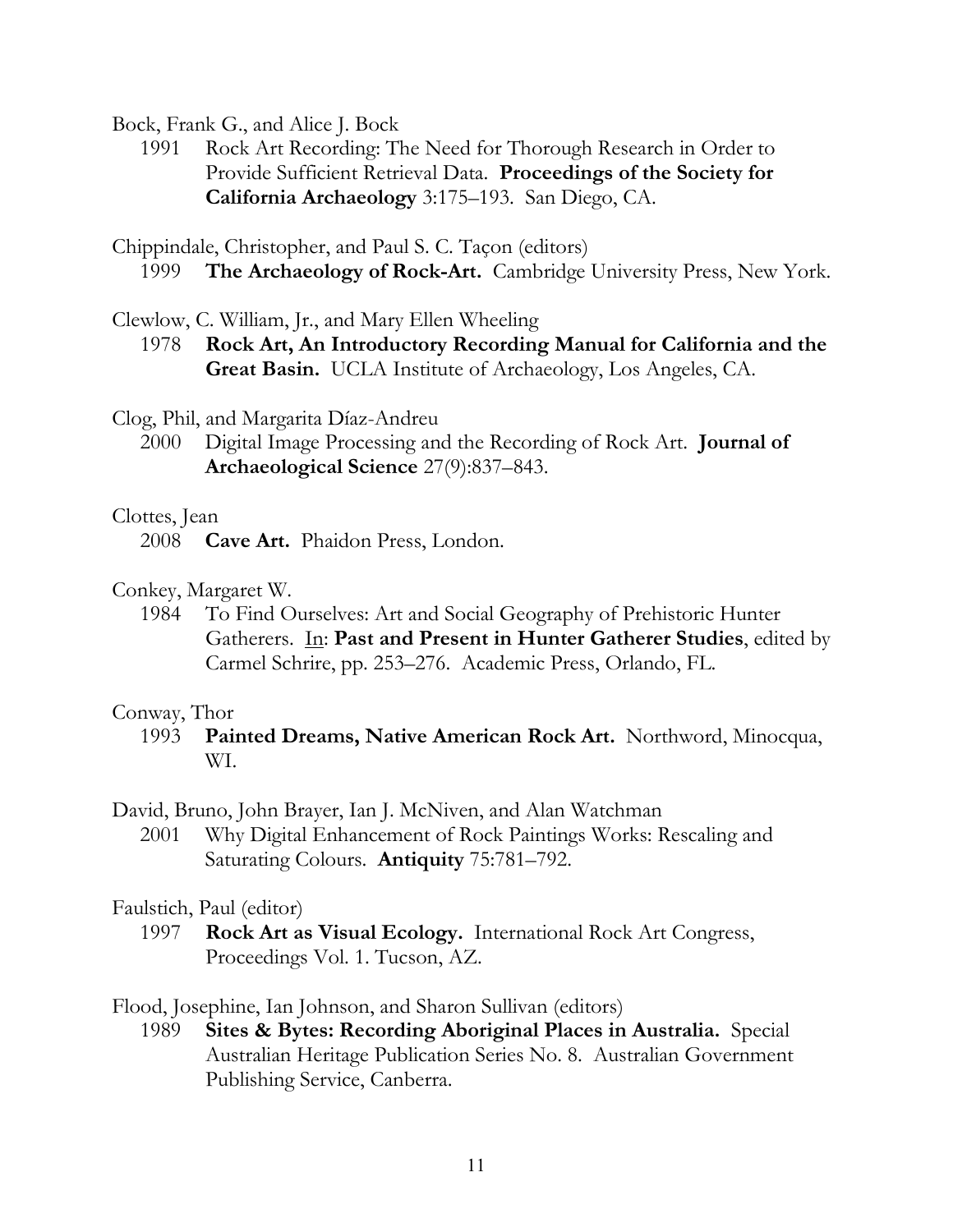Bock, Frank G., and Alice J. Bock

1991 Rock Art Recording: The Need for Thorough Research in Order to Provide Sufficient Retrieval Data. **Proceedings of the Society for California Archaeology** 3:175–193. San Diego, CA.

Chippindale, Christopher, and Paul S. C. Taçon (editors)

1999 **The Archaeology of Rock-Art.** Cambridge University Press, New York.

Clewlow, C. William, Jr., and Mary Ellen Wheeling

1978 **Rock Art, An Introductory Recording Manual for California and the Great Basin.** UCLA Institute of Archaeology, Los Angeles, CA.

Clog, Phil, and Margarita Díaz-Andreu

2000 Digital Image Processing and the Recording of Rock Art. **Journal of Archaeological Science** 27(9):837–843.

Clottes, Jean

2008 **Cave Art.** Phaidon Press, London.

Conkey, Margaret W.

1984 To Find Ourselves: Art and Social Geography of Prehistoric Hunter Gatherers. In: **Past and Present in Hunter Gatherer Studies**, edited by Carmel Schrire, pp. 253–276. Academic Press, Orlando, FL.

Conway, Thor

1993 **Painted Dreams, Native American Rock Art.** Northword, Minocqua, WI.

David, Bruno, John Brayer, Ian J. McNiven, and Alan Watchman

2001 Why Digital Enhancement of Rock Paintings Works: Rescaling and Saturating Colours. **Antiquity** 75:781–792.

Faulstich, Paul (editor)

1997 **Rock Art as Visual Ecology.** International Rock Art Congress, Proceedings Vol. 1. Tucson, AZ.

Flood, Josephine, Ian Johnson, and Sharon Sullivan (editors)

1989 **Sites & Bytes: Recording Aboriginal Places in Australia.** Special Australian Heritage Publication Series No. 8. Australian Government Publishing Service, Canberra.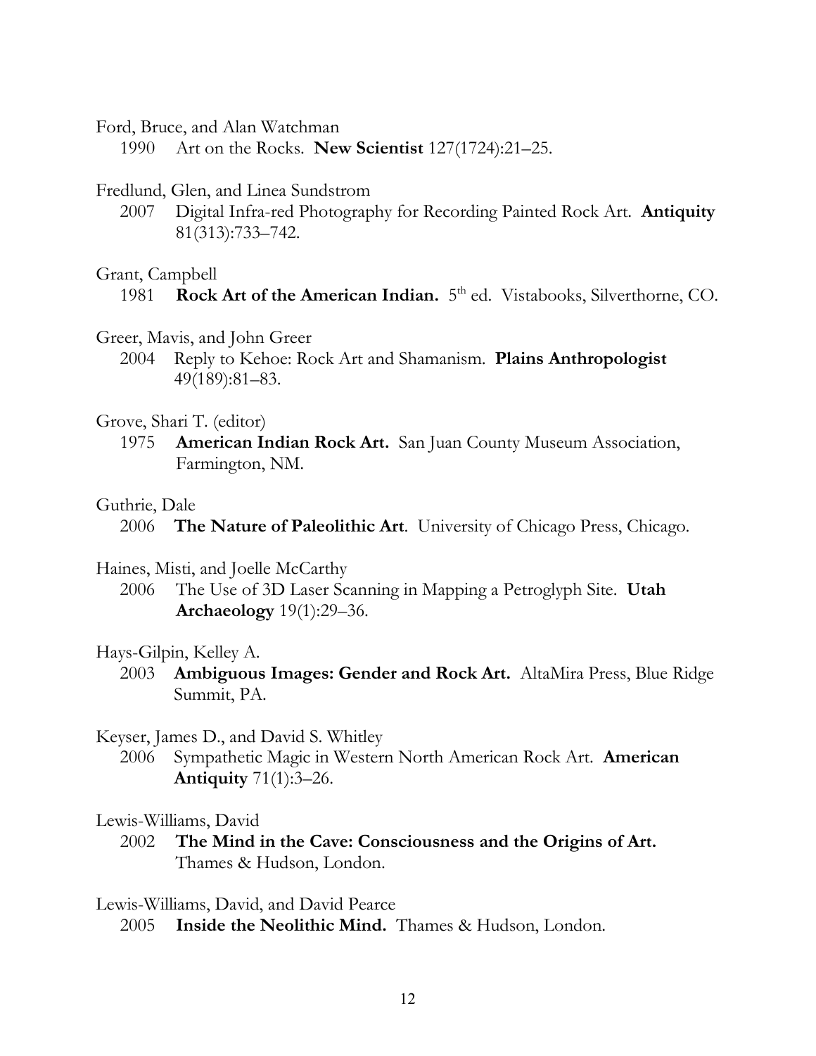Ford, Bruce, and Alan Watchman

1990 Art on the Rocks. **New Scientist** 127(1724):21–25.

Fredlund, Glen, and Linea Sundstrom

2007 Digital Infra-red Photography for Recording Painted Rock Art. **Antiquity** 81(313):733–742.

Grant, Campbell

1981 **Rock Art of the American Indian.** 5th ed. Vistabooks, Silverthorne, CO.

Greer, Mavis, and John Greer

2004 Reply to Kehoe: Rock Art and Shamanism. **Plains Anthropologist** 49(189):81–83.

Grove, Shari T. (editor)

1975 **American Indian Rock Art.** San Juan County Museum Association, Farmington, NM.

Guthrie, Dale

2006 **The Nature of Paleolithic Art**. University of Chicago Press, Chicago.

Haines, Misti, and Joelle McCarthy

2006 The Use of 3D Laser Scanning in Mapping a Petroglyph Site. **Utah Archaeology** 19(1):29–36.

Hays-Gilpin, Kelley A.

2003 **Ambiguous Images: Gender and Rock Art.** AltaMira Press, Blue Ridge Summit, PA.

Keyser, James D., and David S. Whitley

2006 Sympathetic Magic in Western North American Rock Art. **American Antiquity** 71(1):3–26.

Lewis-Williams, David

2002 **The Mind in the Cave: Consciousness and the Origins of Art.** Thames & Hudson, London.

Lewis-Williams, David, and David Pearce

2005 **Inside the Neolithic Mind.** Thames & Hudson, London.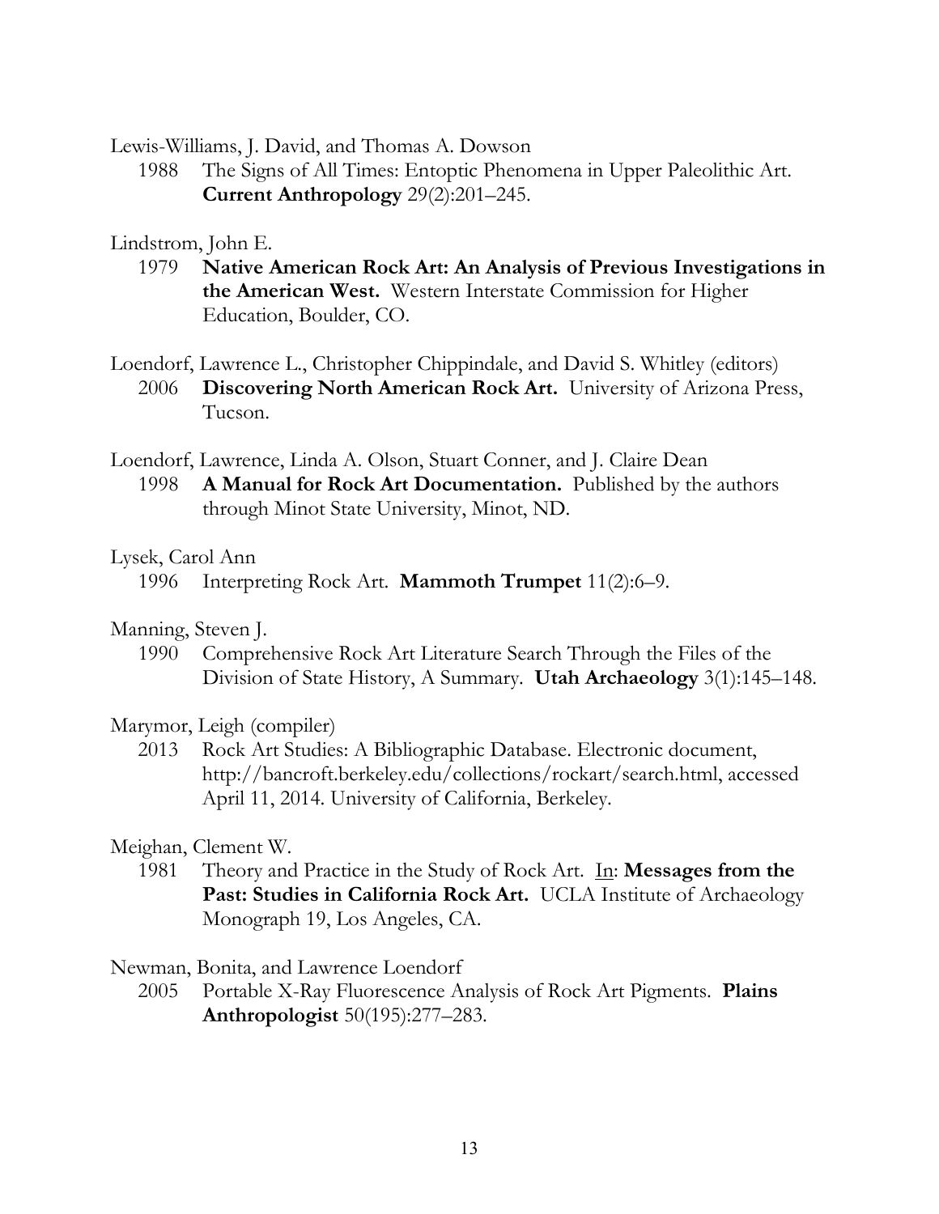Lewis-Williams, J. David, and Thomas A. Dowson

1988 The Signs of All Times: Entoptic Phenomena in Upper Paleolithic Art. **Current Anthropology** 29(2):201–245.

Lindstrom, John E.

1979 **Native American Rock Art: An Analysis of Previous Investigations in the American West.** Western Interstate Commission for Higher Education, Boulder, CO.

Loendorf, Lawrence L., Christopher Chippindale, and David S. Whitley (editors)

2006 **Discovering North American Rock Art.** University of Arizona Press, Tucson.

Loendorf, Lawrence, Linda A. Olson, Stuart Conner, and J. Claire Dean

1998 **A Manual for Rock Art Documentation.** Published by the authors through Minot State University, Minot, ND.

Lysek, Carol Ann

1996 Interpreting Rock Art. **Mammoth Trumpet** 11(2):6–9.

Manning, Steven J.

1990 Comprehensive Rock Art Literature Search Through the Files of the Division of State History, A Summary. **Utah Archaeology** 3(1):145–148.

Marymor, Leigh (compiler)

2013 Rock Art Studies: A Bibliographic Database. Electronic document, http://bancroft.berkeley.edu/collections/rockart/search.html, accessed April 11, 2014. University of California, Berkeley.

Meighan, Clement W.

1981 Theory and Practice in the Study of Rock Art. <u>In</u>: **Messages from the Past: Studies in California Rock Art.** UCLA Institute of Archaeology Monograph 19, Los Angeles, CA.

Newman, Bonita, and Lawrence Loendorf

2005 Portable X-Ray Fluorescence Analysis of Rock Art Pigments. **Plains Anthropologist** 50(195):277–283.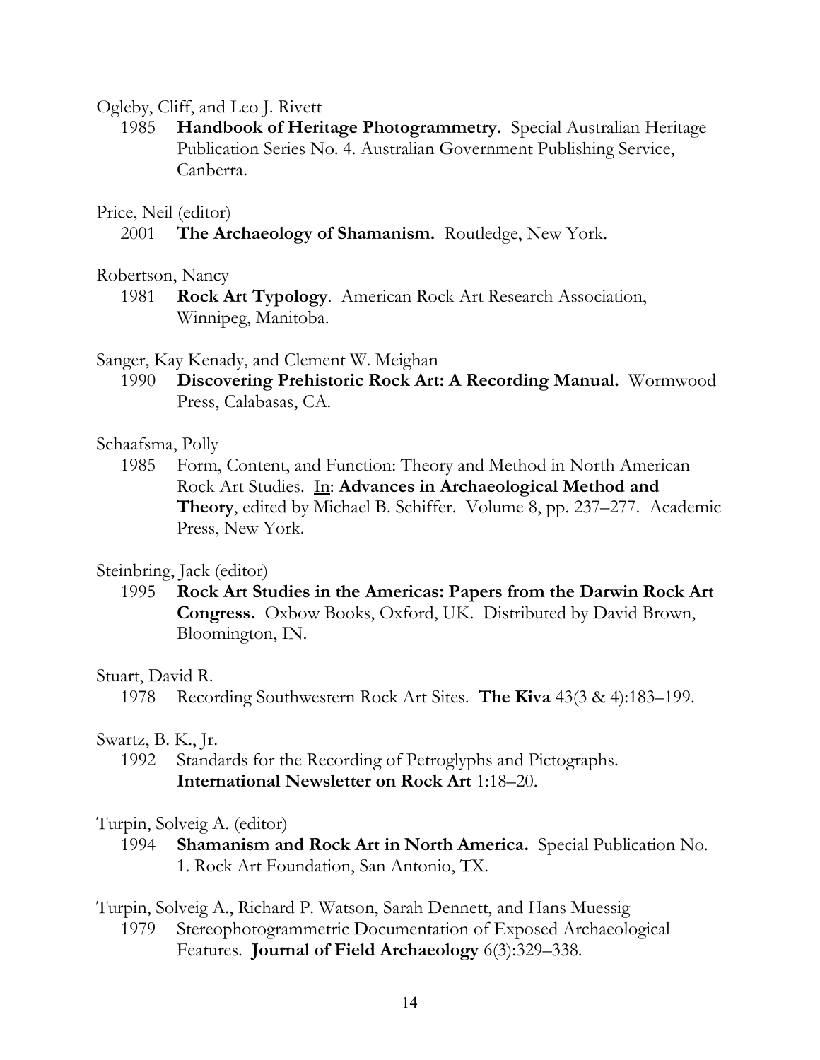Ogleby, Cliff, and Leo J. Rivett

1985 **Handbook of Heritage Photogrammetry.** Special Australian Heritage Publication Series No. 4. Australian Government Publishing Service, Canberra.

Price, Neil (editor)

2001 **The Archaeology of Shamanism.** Routledge, New York.

Robertson, Nancy

1981 **Rock Art Typology**. American Rock Art Research Association, Winnipeg, Manitoba.

Sanger, Kay Kenady, and Clement W. Meighan

1990 **Discovering Prehistoric Rock Art: A Recording Manual.** Wormwood Press, Calabasas, CA.

Schaafsma, Polly

1985 Form, Content, and Function: Theory and Method in North American Rock Art Studies. <u>In</u>: **Advances in Archaeological Method and Theory**, edited by Michael B. Schiffer. Volume 8, pp. 237–277. Academic Press, New York.

Steinbring, Jack (editor)

1995 **Rock Art Studies in the Americas: Papers from the Darwin Rock Art Congress.** Oxbow Books, Oxford, UK. Distributed by David Brown, Bloomington, IN.

Stuart, David R.

1978 Recording Southwestern Rock Art Sites. **The Kiva** 43(3 & 4):183–199.

Swartz, B. K., Jr.

1992 Standards for the Recording of Petroglyphs and Pictographs. **International Newsletter on Rock Art** 1:18–20.

Turpin, Solveig A. (editor)

1994 **Shamanism and Rock Art in North America.** Special Publication No. 1. Rock Art Foundation, San Antonio, TX.

Turpin, Solveig A., Richard P. Watson, Sarah Dennett, and Hans Muessig

1979 Stereophotogrammetric Documentation of Exposed Archaeological Features. **Journal of Field Archaeology** 6(3):329–338.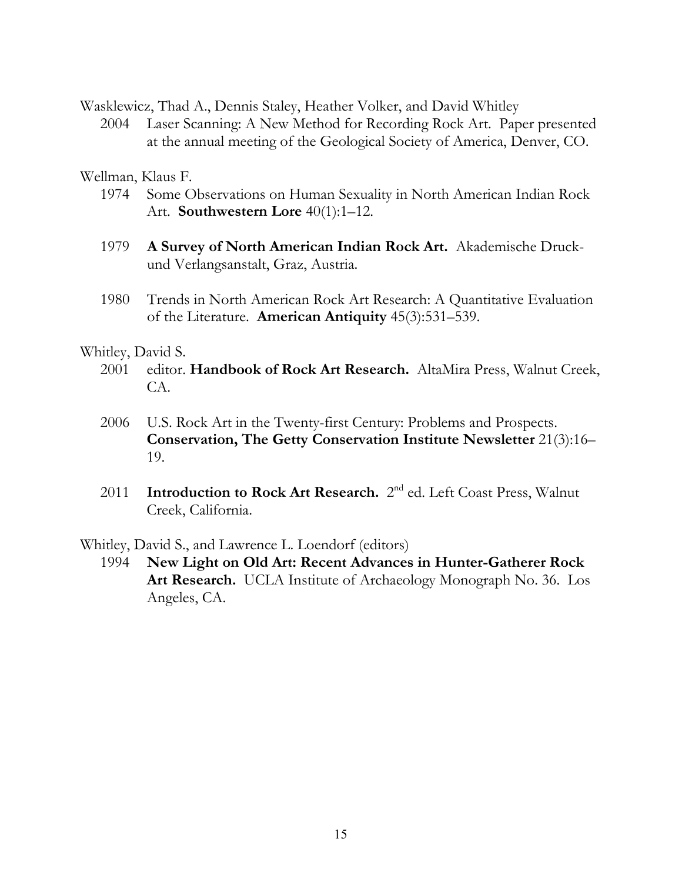Wasklewicz, Thad A., Dennis Staley, Heather Volker, and David Whitley

2004 Laser Scanning: A New Method for Recording Rock Art. Paper presented at the annual meeting of the Geological Society of America, Denver, CO.

Wellman, Klaus F.

1974 Some Observations on Human Sexuality in North American Indian Rock Art. **Southwestern Lore** 40(1):1–12.

1979 **A Survey of North American Indian Rock Art.** Akademische Druck- und Verlangsanstalt, Graz, Austria.

1980 Trends in North American Rock Art Research: A Quantitative Evaluation of the Literature. **American Antiquity** 45(3):531–539.

Whitley, David S.

2001 editor. **Handbook of Rock Art Research.** AltaMira Press, Walnut Creek, CA.

2006 U.S. Rock Art in the Twenty-first Century: Problems and Prospects. **Conservation, The Getty Conservation Institute Newsletter** 21(3):16–19.

2011 **Introduction to Rock Art Research.** 2nd ed. Left Coast Press, Walnut Creek, California.

Whitley, David S., and Lawrence L. Loendorf (editors)

1994 **New Light on Old Art: Recent Advances in Hunter-Gatherer Rock Art Research.** UCLA Institute of Archaeology Monograph No. 36. Los Angeles, CA.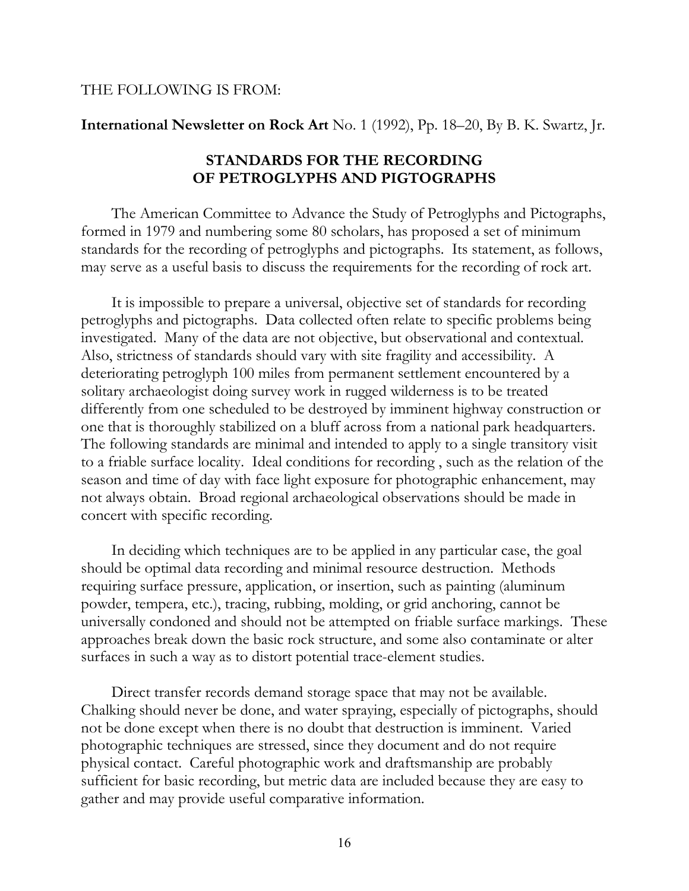THE FOLLOWING IS FROM:

**International Newsletter on Rock Art** No. 1 (1992), Pp. 18–20, By B. K. Swartz, Jr.

## STANDARDS FOR THE RECORDING OF PETROGLYPHS AND PIGTOGRAPHS

The American Committee to Advance the Study of Petroglyphs and Pictographs, formed in 1979 and numbering some 80 scholars, has proposed a set of minimum standards for the recording of petroglyphs and pictographs. Its statement, as follows, may serve as a useful basis to discuss the requirements for the recording of rock art.

It is impossible to prepare a universal, objective set of standards for recording petroglyphs and pictographs. Data collected often relate to specific problems being investigated. Many of the data are not objective, but observational and contextual. Also, strictness of standards should vary with site fragility and accessibility. A deteriorating petroglyph 100 miles from permanent settlement encountered by a solitary archaeologist doing survey work in rugged wilderness is to be treated differently from one scheduled to be destroyed by imminent highway construction or one that is thoroughly stabilized on a bluff across from a national park headquarters. The following standards are minimal and intended to apply to a single transitory visit to a friable surface locality. Ideal conditions for recording , such as the relation of the season and time of day with face light exposure for photographic enhancement, may not always obtain. Broad regional archaeological observations should be made in concert with specific recording.

In deciding which techniques are to be applied in any particular case, the goal should be optimal data recording and minimal resource destruction. Methods requiring surface pressure, application, or insertion, such as painting (aluminum powder, tempera, etc.), tracing, rubbing, molding, or grid anchoring, cannot be universally condoned and should not be attempted on friable surface markings. These approaches break down the basic rock structure, and some also contaminate or alter surfaces in such a way as to distort potential trace-element studies.

Direct transfer records demand storage space that may not be available. Chalking should never be done, and water spraying, especially of pictographs, should not be done except when there is no doubt that destruction is imminent. Varied photographic techniques are stressed, since they document and do not require physical contact. Careful photographic work and draftsmanship are probably sufficient for basic recording, but metric data are included because they are easy to gather and may provide useful comparative information.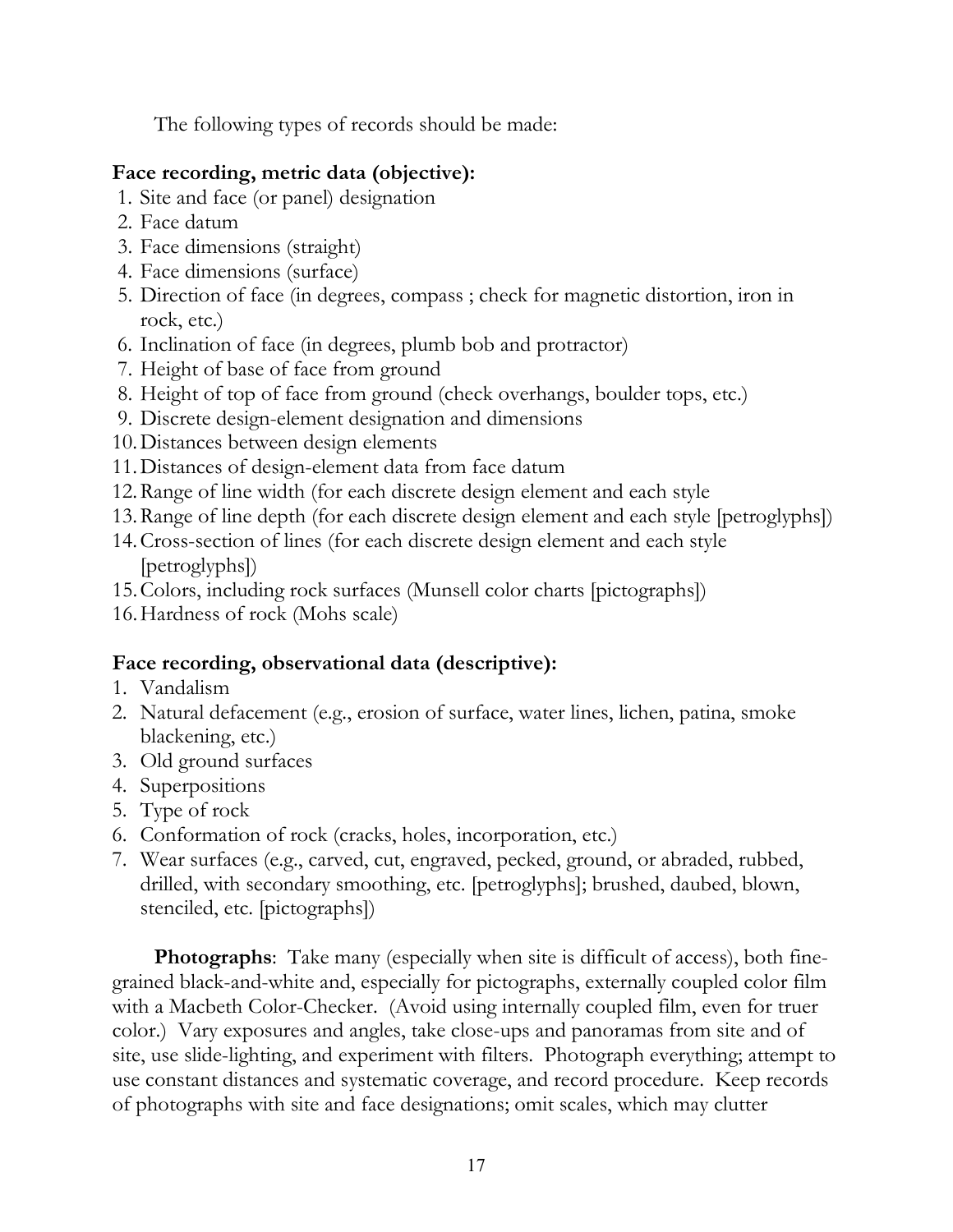The following types of records should be made:

**Face recording, metric data (objective):**

1. Site and face (or panel) designation
2. Face datum
3. Face dimensions (straight)
4. Face dimensions (surface)
5. Direction of face (in degrees, compass ; check for magnetic distortion, iron in rock, etc.)
6. Inclination of face (in degrees, plumb bob and protractor)
7. Height of base of face from ground
8. Height of top of face from ground (check overhangs, boulder tops, etc.)
9. Discrete design-element designation and dimensions
10. Distances between design elements
11. Distances of design-element data from face datum
12. Range of line width (for each discrete design element and each style
13. Range of line depth (for each discrete design element and each style [petroglyphs])
14. Cross-section of lines (for each discrete design element and each style [petroglyphs])
15. Colors, including rock surfaces (Munsell color charts [pictographs])
16. Hardness of rock (Mohs scale)

**Face recording, observational data (descriptive):**

1. Vandalism
2. Natural defacement (e.g., erosion of surface, water lines, lichen, patina, smoke blackening, etc.)
3. Old ground surfaces
4. Superpositions
5. Type of rock
6. Conformation of rock (cracks, holes, incorporation, etc.)
7. Wear surfaces (e.g., carved, cut, engraved, pecked, ground, or abraded, rubbed, drilled, with secondary smoothing, etc. [petroglyphs]; brushed, daubed, blown, stenciled, etc. [pictographs])

**Photographs**: Take many (especially when site is difficult of access), both fine-grained black-and-white and, especially for pictographs, externally coupled color film with a Macbeth Color-Checker. (Avoid using internally coupled film, even for truer color.) Vary exposures and angles, take close-ups and panoramas from site and of site, use slide-lighting, and experiment with filters. Photograph everything; attempt to use constant distances and systematic coverage, and record procedure. Keep records of photographs with site and face designations; omit scales, which may clutter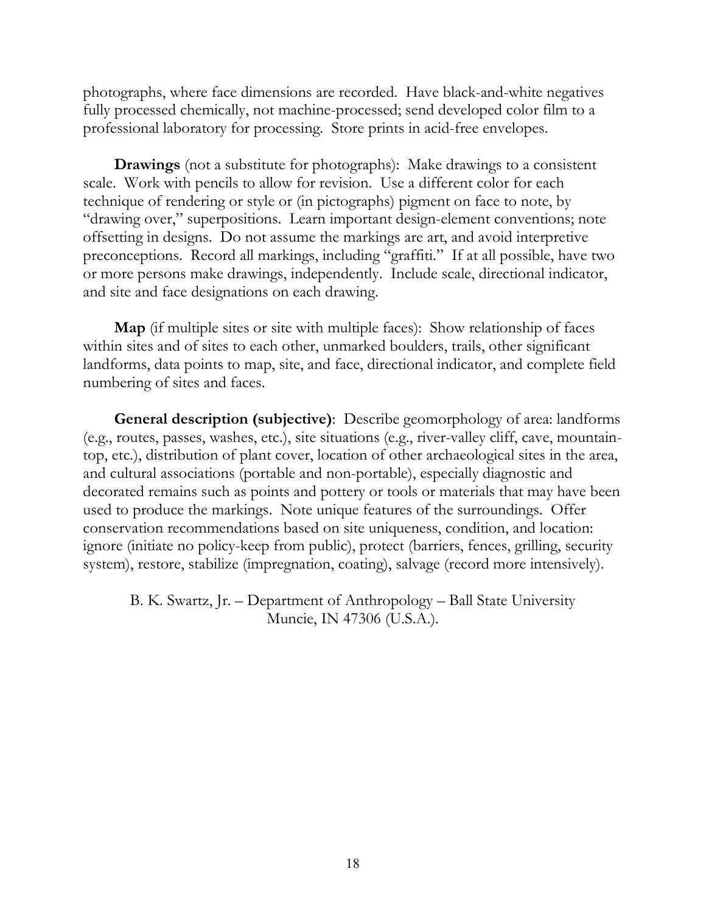photographs, where face dimensions are recorded. Have black-and-white negatives fully processed chemically, not machine-processed; send developed color film to a professional laboratory for processing. Store prints in acid-free envelopes.

**Drawings** (not a substitute for photographs): Make drawings to a consistent scale. Work with pencils to allow for revision. Use a different color for each technique of rendering or style or (in pictographs) pigment on face to note, by "drawing over," superpositions. Learn important design-element conventions; note offsetting in designs. Do not assume the markings are art, and avoid interpretive preconceptions. Record all markings, including "graffiti." If at all possible, have two or more persons make drawings, independently. Include scale, directional indicator, and site and face designations on each drawing.

**Map** (if multiple sites or site with multiple faces): Show relationship of faces within sites and of sites to each other, unmarked boulders, trails, other significant landforms, data points to map, site, and face, directional indicator, and complete field numbering of sites and faces.

**General description (subjective)**: Describe geomorphology of area: landforms (e.g., routes, passes, washes, etc.), site situations (e.g., river-valley cliff, cave, mountain-top, etc.), distribution of plant cover, location of other archaeological sites in the area, and cultural associations (portable and non-portable), especially diagnostic and decorated remains such as points and pottery or tools or materials that may have been used to produce the markings. Note unique features of the surroundings. Offer conservation recommendations based on site uniqueness, condition, and location: ignore (initiate no policy-keep from public), protect (barriers, fences, grilling, security system), restore, stabilize (impregnation, coating), salvage (record more intensively).

B. K. Swartz, Jr. – Department of Anthropology – Ball State University
Muncie, IN 47306 (U.S.A.).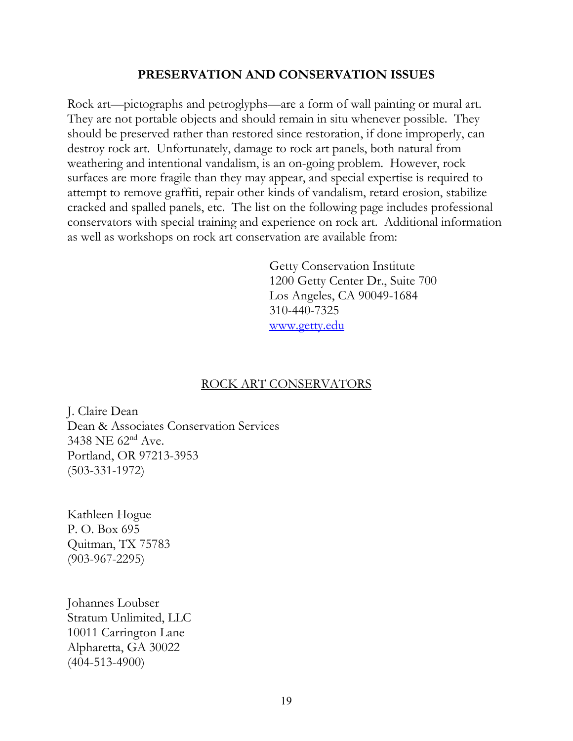## PRESERVATION AND CONSERVATION ISSUES

Rock art—pictographs and petroglyphs—are a form of wall painting or mural art. They are not portable objects and should remain in situ whenever possible. They should be preserved rather than restored since restoration, if done improperly, can destroy rock art. Unfortunately, damage to rock art panels, both natural from weathering and intentional vandalism, is an on-going problem. However, rock surfaces are more fragile than they may appear, and special expertise is required to attempt to remove graffiti, repair other kinds of vandalism, retard erosion, stabilize cracked and spalled panels, etc. The list on the following page includes professional conservators with special training and experience on rock art. Additional information as well as workshops on rock art conservation are available from:

Getty Conservation Institute
1200 Getty Center Dr., Suite 700
Los Angeles, CA 90049-1684
310-440-7325
[www.getty.edu](http://www.getty.edu)

### ROCK ART CONSERVATORS

J. Claire Dean
Dean & Associates Conservation Services
3438 NE 62nd Ave.
Portland, OR 97213-3953
(503-331-1972)

Kathleen Hogue
P. O. Box 695
Quitman, TX 75783
(903-967-2295)

Johannes Loubser
Stratum Unlimited, LLC
10011 Carrington Lane
Alpharetta, GA 30022
(404-513-4900)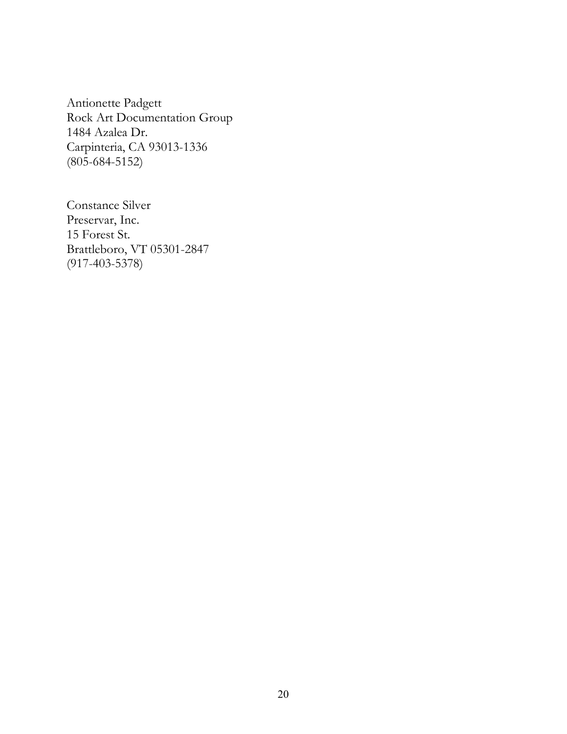Antionette Padgett
Rock Art Documentation Group
1484 Azalea Dr.
Carpinteria, CA 93013-1336
(805-684-5152)

Constance Silver
Preservar, Inc.
15 Forest St.
Brattleboro, VT 05301-2847
(917-403-5378)